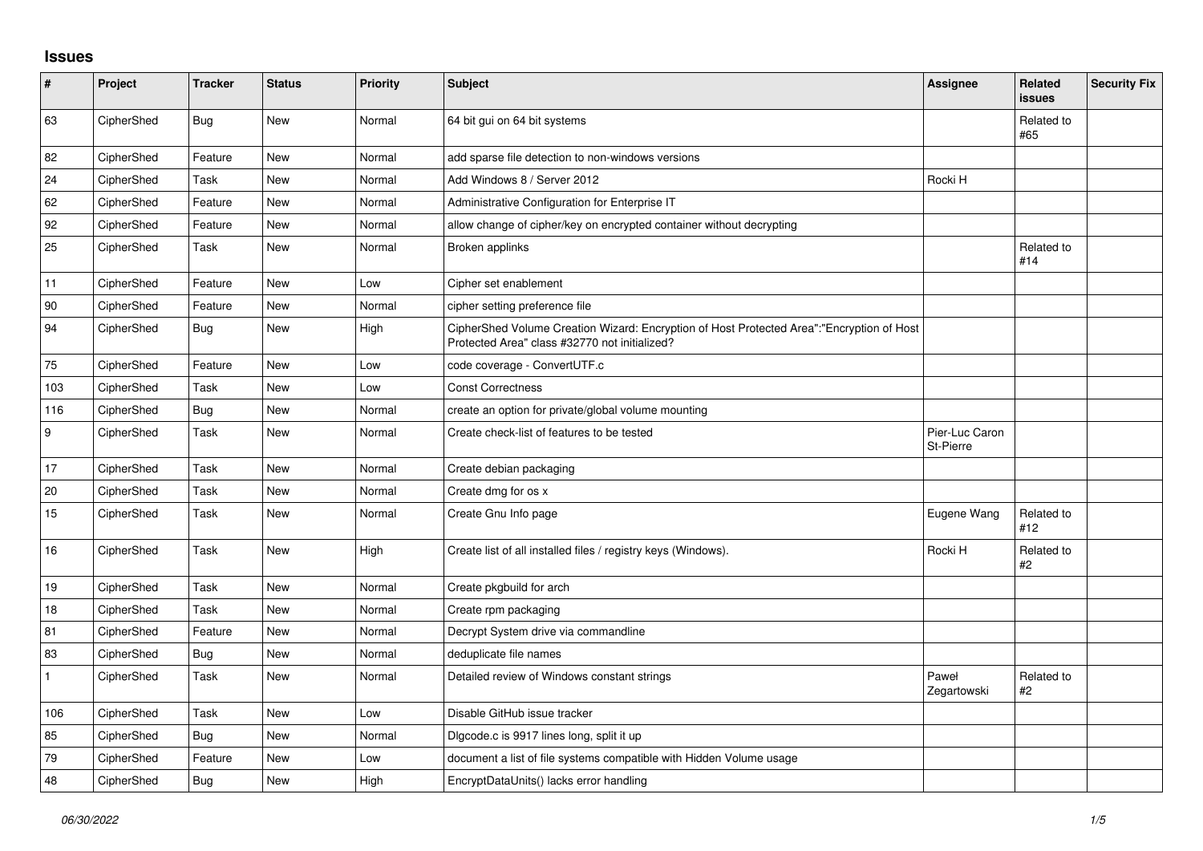# Issues

| # | Project | Tracker | Status | Priority | Subject | Assignee | Related issues | Security Fix |
|---|---|---|---|---|---|---|---|---|
| 63 | CipherShed | Bug | New | Normal | 64 bit gui on 64 bit systems | | Related to #65 | |
| 82 | CipherShed | Feature | New | Normal | add sparse file detection to non-windows versions | | | |
| 24 | CipherShed | Task | New | Normal | Add Windows 8 / Server 2012 | Rocki H | | |
| 62 | CipherShed | Feature | New | Normal | Administrative Configuration for Enterprise IT | | | |
| 92 | CipherShed | Feature | New | Normal | allow change of cipher/key on encrypted container without decrypting | | | |
| 25 | CipherShed | Task | New | Normal | Broken applinks | | Related to #14 | |
| 11 | CipherShed | Feature | New | Low | Cipher set enablement | | | |
| 90 | CipherShed | Feature | New | Normal | cipher setting preference file | | | |
| 94 | CipherShed | Bug | New | High | CipherShed Volume Creation Wizard: Encryption of Host Protected Area":"Encryption of Host Protected Area" class #32770 not initialized? | | | |
| 75 | CipherShed | Feature | New | Low | code coverage - ConvertUTF.c | | | |
| 103 | CipherShed | Task | New | Low | Const Correctness | | | |
| 116 | CipherShed | Bug | New | Normal | create an option for private/global volume mounting | | | |
| 9 | CipherShed | Task | New | Normal | Create check-list of features to be tested | Pier-Luc Caron St-Pierre | | |
| 17 | CipherShed | Task | New | Normal | Create debian packaging | | | |
| 20 | CipherShed | Task | New | Normal | Create dmg for os x | | | |
| 15 | CipherShed | Task | New | Normal | Create Gnu Info page | Eugene Wang | Related to #12 | |
| 16 | CipherShed | Task | New | High | Create list of all installed files / registry keys (Windows). | Rocki H | Related to #2 | |
| 19 | CipherShed | Task | New | Normal | Create pkgbuild for arch | | | |
| 18 | CipherShed | Task | New | Normal | Create rpm packaging | | | |
| 81 | CipherShed | Feature | New | Normal | Decrypt System drive via commandline | | | |
| 83 | CipherShed | Bug | New | Normal | deduplicate file names | | | |
| 1 | CipherShed | Task | New | Normal | Detailed review of Windows constant strings | Paweł Zegartowski | Related to #2 | |
| 106 | CipherShed | Task | New | Low | Disable GitHub issue tracker | | | |
| 85 | CipherShed | Bug | New | Normal | Dlgcode.c is 9917 lines long, split it up | | | |
| 79 | CipherShed | Feature | New | Low | document a list of file systems compatible with Hidden Volume usage | | | |
| 48 | CipherShed | Bug | New | High | EncryptDataUnits() lacks error handling | | | |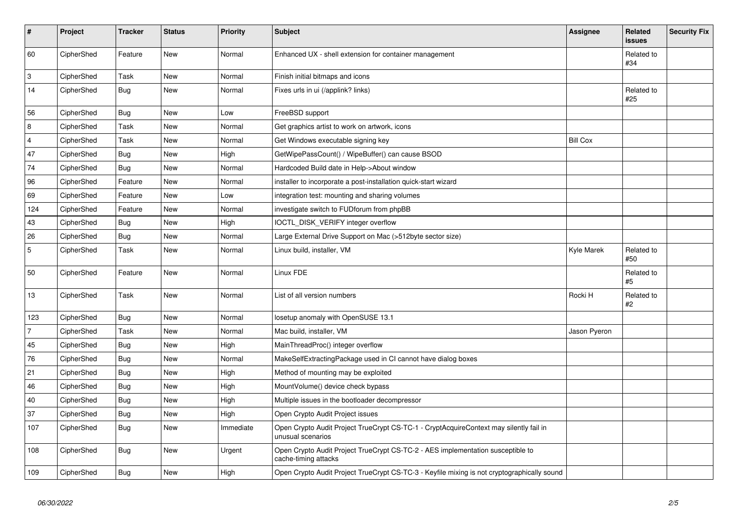| # | Project | Tracker | Status | Priority | Subject | Assignee | Related issues | Security Fix |
|---|---|---|---|---|---|---|---|---|
| 60 | CipherShed | Feature | New | Normal | Enhanced UX - shell extension for container management | | Related to #34 | |
| 3 | CipherShed | Task | New | Normal | Finish initial bitmaps and icons | | | |
| 14 | CipherShed | Bug | New | Normal | Fixes urls in ui (/applink? links) | | Related to #25 | |
| 56 | CipherShed | Bug | New | Low | FreeBSD support | | | |
| 8 | CipherShed | Task | New | Normal | Get graphics artist to work on artwork, icons | | | |
| 4 | CipherShed | Task | New | Normal | Get Windows executable signing key | Bill Cox | | |
| 47 | CipherShed | Bug | New | High | GetWipePassCount() / WipeBuffer() can cause BSOD | | | |
| 74 | CipherShed | Bug | New | Normal | Hardcoded Build date in Help->About window | | | |
| 96 | CipherShed | Feature | New | Normal | installer to incorporate a post-installation quick-start wizard | | | |
| 69 | CipherShed | Feature | New | Low | integration test: mounting and sharing volumes | | | |
| 124 | CipherShed | Feature | New | Normal | investigate switch to FUDforum from phpBB | | | |
| 43 | CipherShed | Bug | New | High | IOCTL_DISK_VERIFY integer overflow | | | |
| 26 | CipherShed | Bug | New | Normal | Large External Drive Support on Mac (>512byte sector size) | | | |
| 5 | CipherShed | Task | New | Normal | Linux build, installer, VM | Kyle Marek | Related to #50 | |
| 50 | CipherShed | Feature | New | Normal | Linux FDE | | Related to #5 | |
| 13 | CipherShed | Task | New | Normal | List of all version numbers | Rocki H | Related to #2 | |
| 123 | CipherShed | Bug | New | Normal | losetup anomaly with OpenSUSE 13.1 | | | |
| 7 | CipherShed | Task | New | Normal | Mac build, installer, VM | Jason Pyeron | | |
| 45 | CipherShed | Bug | New | High | MainThreadProc() integer overflow | | | |
| 76 | CipherShed | Bug | New | Normal | MakeSelfExtractingPackage used in CI cannot have dialog boxes | | | |
| 21 | CipherShed | Bug | New | High | Method of mounting may be exploited | | | |
| 46 | CipherShed | Bug | New | High | MountVolume() device check bypass | | | |
| 40 | CipherShed | Bug | New | High | Multiple issues in the bootloader decompressor | | | |
| 37 | CipherShed | Bug | New | High | Open Crypto Audit Project issues | | | |
| 107 | CipherShed | Bug | New | Immediate | Open Crypto Audit Project TrueCrypt CS-TC-1 - CryptAcquireContext may silently fail in unusual scenarios | | | |
| 108 | CipherShed | Bug | New | Urgent | Open Crypto Audit Project TrueCrypt CS-TC-2 - AES implementation susceptible to cache-timing attacks | | | |
| 109 | CipherShed | Bug | New | High | Open Crypto Audit Project TrueCrypt CS-TC-3 - Keyfile mixing is not cryptographically sound | | | |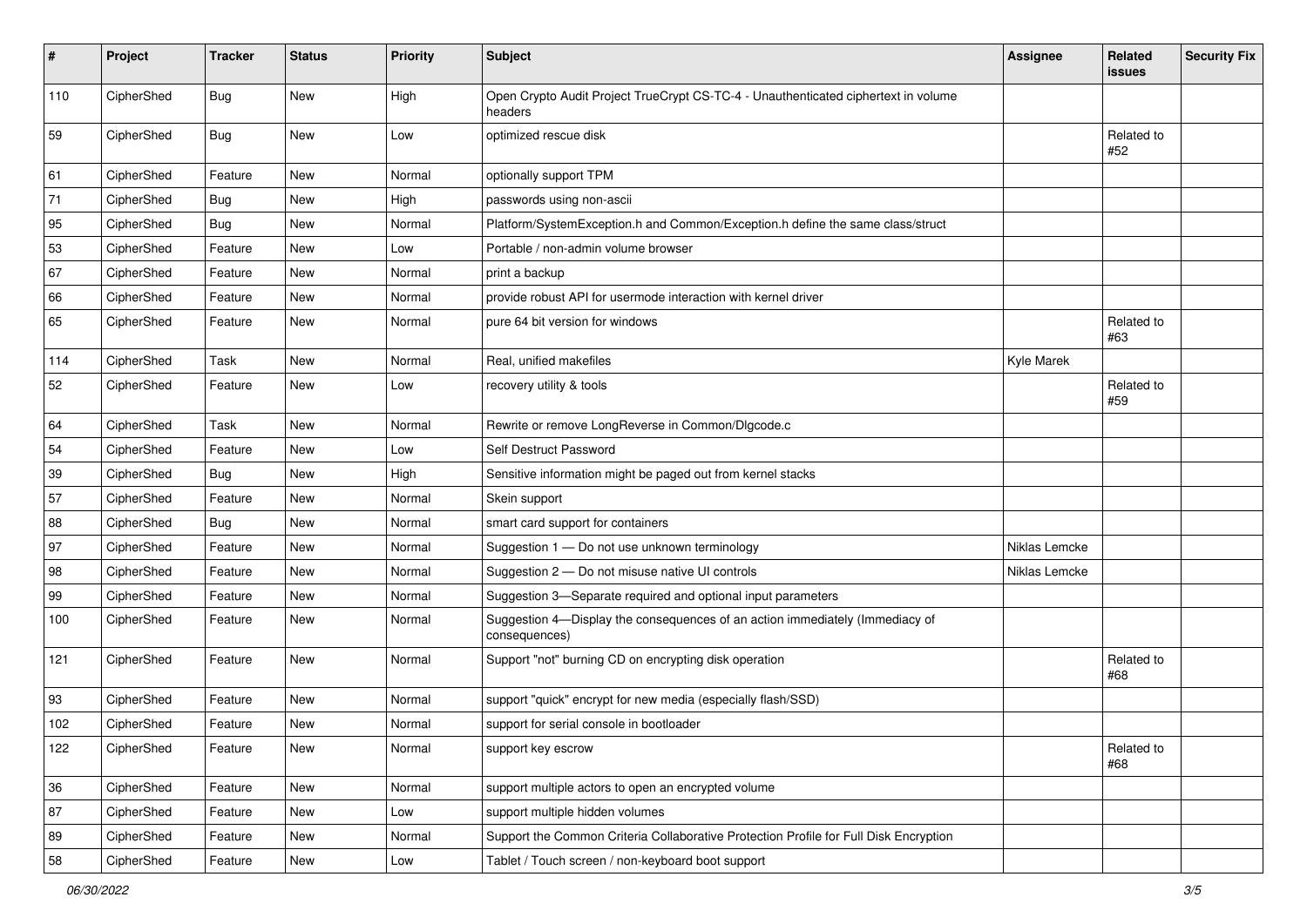| # | Project | Tracker | Status | Priority | Subject | Assignee | Related issues | Security Fix |
|---|---|---|---|---|---|---|---|---|
| 110 | CipherShed | Bug | New | High | Open Crypto Audit Project TrueCrypt CS-TC-4 - Unauthenticated ciphertext in volume headers | | | |
| 59 | CipherShed | Bug | New | Low | optimized rescue disk | | Related to #52 | |
| 61 | CipherShed | Feature | New | Normal | optionally support TPM | | | |
| 71 | CipherShed | Bug | New | High | passwords using non-ascii | | | |
| 95 | CipherShed | Bug | New | Normal | Platform/SystemException.h and Common/Exception.h define the same class/struct | | | |
| 53 | CipherShed | Feature | New | Low | Portable / non-admin volume browser | | | |
| 67 | CipherShed | Feature | New | Normal | print a backup | | | |
| 66 | CipherShed | Feature | New | Normal | provide robust API for usermode interaction with kernel driver | | | |
| 65 | CipherShed | Feature | New | Normal | pure 64 bit version for windows | | Related to #63 | |
| 114 | CipherShed | Task | New | Normal | Real, unified makefiles | Kyle Marek | | |
| 52 | CipherShed | Feature | New | Low | recovery utility & tools | | Related to #59 | |
| 64 | CipherShed | Task | New | Normal | Rewrite or remove LongReverse in Common/Dlgcode.c | | | |
| 54 | CipherShed | Feature | New | Low | Self Destruct Password | | | |
| 39 | CipherShed | Bug | New | High | Sensitive information might be paged out from kernel stacks | | | |
| 57 | CipherShed | Feature | New | Normal | Skein support | | | |
| 88 | CipherShed | Bug | New | Normal | smart card support for containers | | | |
| 97 | CipherShed | Feature | New | Normal | Suggestion 1 — Do not use unknown terminology | Niklas Lemcke | | |
| 98 | CipherShed | Feature | New | Normal | Suggestion 2 — Do not misuse native UI controls | Niklas Lemcke | | |
| 99 | CipherShed | Feature | New | Normal | Suggestion 3—Separate required and optional input parameters | | | |
| 100 | CipherShed | Feature | New | Normal | Suggestion 4—Display the consequences of an action immediately (Immediacy of consequences) | | | |
| 121 | CipherShed | Feature | New | Normal | Support "not" burning CD on encrypting disk operation | | Related to #68 | |
| 93 | CipherShed | Feature | New | Normal | support "quick" encrypt for new media (especially flash/SSD) | | | |
| 102 | CipherShed | Feature | New | Normal | support for serial console in bootloader | | | |
| 122 | CipherShed | Feature | New | Normal | support key escrow | | Related to #68 | |
| 36 | CipherShed | Feature | New | Normal | support multiple actors to open an encrypted volume | | | |
| 87 | CipherShed | Feature | New | Low | support multiple hidden volumes | | | |
| 89 | CipherShed | Feature | New | Normal | Support the Common Criteria Collaborative Protection Profile for Full Disk Encryption | | | |
| 58 | CipherShed | Feature | New | Low | Tablet / Touch screen / non-keyboard boot support | | | |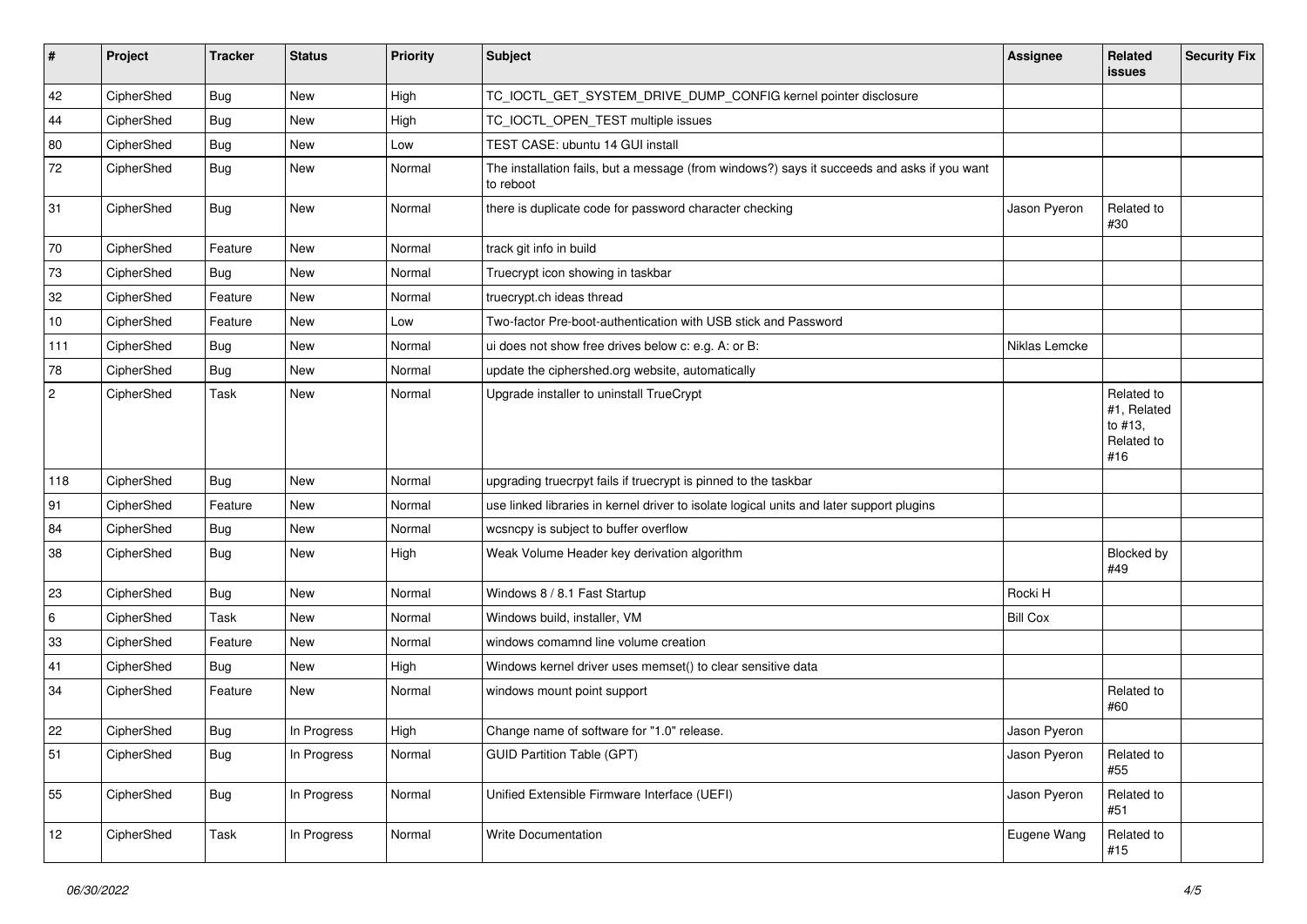| # | Project | Tracker | Status | Priority | Subject | Assignee | Related issues | Security Fix |
|---|---|---|---|---|---|---|---|---|
| 42 | CipherShed | Bug | New | High | TC_IOCTL_GET_SYSTEM_DRIVE_DUMP_CONFIG kernel pointer disclosure | | | |
| 44 | CipherShed | Bug | New | High | TC_IOCTL_OPEN_TEST multiple issues | | | |
| 80 | CipherShed | Bug | New | Low | TEST CASE: ubuntu 14 GUI install | | | |
| 72 | CipherShed | Bug | New | Normal | The installation fails, but a message (from windows?) says it succeeds and asks if you want to reboot | | | |
| 31 | CipherShed | Bug | New | Normal | there is duplicate code for password character checking | Jason Pyeron | Related to #30 | |
| 70 | CipherShed | Feature | New | Normal | track git info in build | | | |
| 73 | CipherShed | Bug | New | Normal | Truecrypt icon showing in taskbar | | | |
| 32 | CipherShed | Feature | New | Normal | truecrypt.ch ideas thread | | | |
| 10 | CipherShed | Feature | New | Low | Two-factor Pre-boot-authentication with USB stick and Password | | | |
| 111 | CipherShed | Bug | New | Normal | ui does not show free drives below c: e.g. A: or B: | Niklas Lemcke | | |
| 78 | CipherShed | Bug | New | Normal | update the ciphershed.org website, automatically | | | |
| 2 | CipherShed | Task | New | Normal | Upgrade installer to uninstall TrueCrypt | | Related to #1, Related to #13, Related to #16 | |
| 118 | CipherShed | Bug | New | Normal | upgrading truecrpyt fails if truecrypt is pinned to the taskbar | | | |
| 91 | CipherShed | Feature | New | Normal | use linked libraries in kernel driver to isolate logical units and later support plugins | | | |
| 84 | CipherShed | Bug | New | Normal | wcsncpy is subject to buffer overflow | | | |
| 38 | CipherShed | Bug | New | High | Weak Volume Header key derivation algorithm | | Blocked by #49 | |
| 23 | CipherShed | Bug | New | Normal | Windows 8 / 8.1 Fast Startup | Rocki H | | |
| 6 | CipherShed | Task | New | Normal | Windows build, installer, VM | Bill Cox | | |
| 33 | CipherShed | Feature | New | Normal | windows comamnd line volume creation | | | |
| 41 | CipherShed | Bug | New | High | Windows kernel driver uses memset() to clear sensitive data | | | |
| 34 | CipherShed | Feature | New | Normal | windows mount point support | | Related to #60 | |
| 22 | CipherShed | Bug | In Progress | High | Change name of software for "1.0" release. | Jason Pyeron | | |
| 51 | CipherShed | Bug | In Progress | Normal | GUID Partition Table (GPT) | Jason Pyeron | Related to #55 | |
| 55 | CipherShed | Bug | In Progress | Normal | Unified Extensible Firmware Interface (UEFI) | Jason Pyeron | Related to #51 | |
| 12 | CipherShed | Task | In Progress | Normal | Write Documentation | Eugene Wang | Related to #15 | |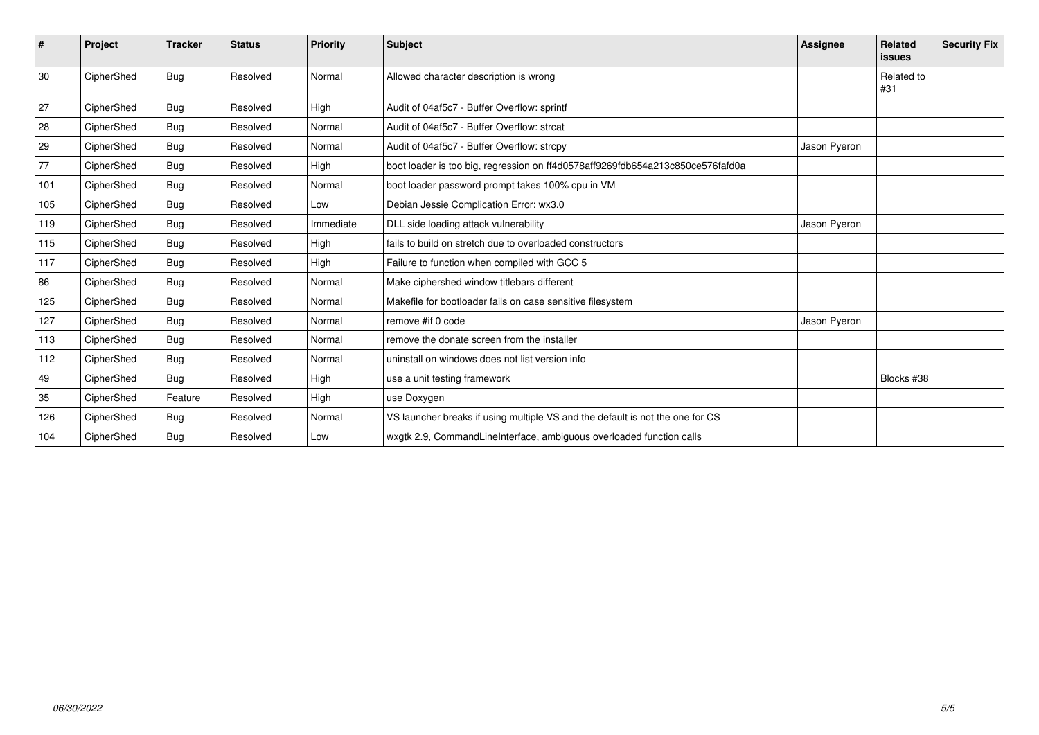| # | Project | Tracker | Status | Priority | Subject | Assignee | Related issues | Security Fix |
|---|---|---|---|---|---|---|---|---|
| 30 | CipherShed | Bug | Resolved | Normal | Allowed character description is wrong | | Related to #31 | |
| 27 | CipherShed | Bug | Resolved | High | Audit of 04af5c7 - Buffer Overflow: sprintf | | | |
| 28 | CipherShed | Bug | Resolved | Normal | Audit of 04af5c7 - Buffer Overflow: strcat | | | |
| 29 | CipherShed | Bug | Resolved | Normal | Audit of 04af5c7 - Buffer Overflow: strcpy | Jason Pyeron | | |
| 77 | CipherShed | Bug | Resolved | High | boot loader is too big, regression on ff4d0578aff9269fdb654a213c850ce576fafd0a | | | |
| 101 | CipherShed | Bug | Resolved | Normal | boot loader password prompt takes 100% cpu in VM | | | |
| 105 | CipherShed | Bug | Resolved | Low | Debian Jessie Complication Error: wx3.0 | | | |
| 119 | CipherShed | Bug | Resolved | Immediate | DLL side loading attack vulnerability | Jason Pyeron | | |
| 115 | CipherShed | Bug | Resolved | High | fails to build on stretch due to overloaded constructors | | | |
| 117 | CipherShed | Bug | Resolved | High | Failure to function when compiled with GCC 5 | | | |
| 86 | CipherShed | Bug | Resolved | Normal | Make ciphershed window titlebars different | | | |
| 125 | CipherShed | Bug | Resolved | Normal | Makefile for bootloader fails on case sensitive filesystem | | | |
| 127 | CipherShed | Bug | Resolved | Normal | remove #if 0 code | Jason Pyeron | | |
| 113 | CipherShed | Bug | Resolved | Normal | remove the donate screen from the installer | | | |
| 112 | CipherShed | Bug | Resolved | Normal | uninstall on windows does not list version info | | | |
| 49 | CipherShed | Bug | Resolved | High | use a unit testing framework | | Blocks #38 | |
| 35 | CipherShed | Feature | Resolved | High | use Doxygen | | | |
| 126 | CipherShed | Bug | Resolved | Normal | VS launcher breaks if using multiple VS and the default is not the one for CS | | | |
| 104 | CipherShed | Bug | Resolved | Low | wxgtk 2.9, CommandLineInterface, ambiguous overloaded function calls | | | |